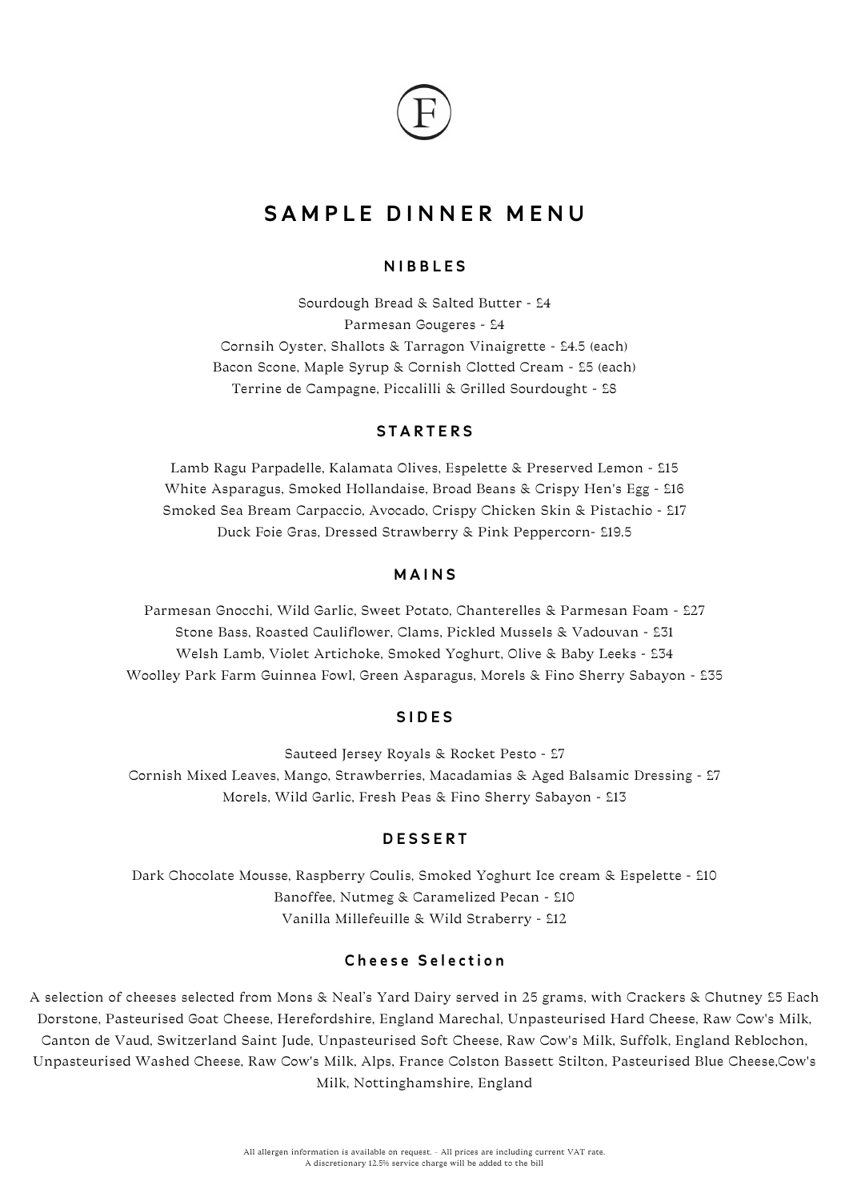# SAMPLE DINNER MENU

## NIBBLES

Sourdough Bread & Salted Butter - £4
Parmesan Gougeres - £4
Cornsih Oyster, Shallots & Tarragon Vinaigrette - £4.5 (each)
Bacon Scone, Maple Syrup & Cornish Clotted Cream - £5 (each)
Terrine de Campagne, Piccalilli & Grilled Sourdought - £8

## STARTERS

Lamb Ragu Parpadelle, Kalamata Olives, Espelette & Preserved Lemon - £15
White Asparagus, Smoked Hollandaise, Broad Beans & Crispy Hen's Egg - £16
Smoked Sea Bream Carpaccio, Avocado, Crispy Chicken Skin & Pistachio - £17
Duck Foie Gras, Dressed Strawberry & Pink Peppercorn- £19.5

## MAINS

Parmesan Gnocchi, Wild Garlic, Sweet Potato, Chanterelles & Parmesan Foam - £27
Stone Bass, Roasted Cauliflower, Clams, Pickled Mussels & Vadouvan - £31
Welsh Lamb, Violet Artichoke, Smoked Yoghurt, Olive & Baby Leeks - £34
Woolley Park Farm Guinnea Fowl, Green Asparagus, Morels & Fino Sherry Sabayon - £35

## SIDES

Sauteed Jersey Royals & Rocket Pesto - £7
Cornish Mixed Leaves, Mango, Strawberries, Macadamias & Aged Balsamic Dressing - £7
Morels, Wild Garlic, Fresh Peas & Fino Sherry Sabayon - £13

## DESSERT

Dark Chocolate Mousse, Raspberry Coulis, Smoked Yoghurt Ice cream & Espelette - £10
Banoffee, Nutmeg & Caramelized Pecan - £10
Vanilla Millefeuille & Wild Straberry - £12

## Cheese Selection

A selection of cheeses selected from Mons & Neal's Yard Dairy served in 25 grams, with Crackers & Chutney £5 Each Dorstone, Pasteurised Goat Cheese, Herefordshire, England Marechal, Unpasteurised Hard Cheese, Raw Cow's Milk, Canton de Vaud, Switzerland Saint Jude, Unpasteurised Soft Cheese, Raw Cow's Milk, Suffolk, England Reblochon, Unpasteurised Washed Cheese, Raw Cow's Milk, Alps, France Colston Bassett Stilton, Pasteurised Blue Cheese,Cow's Milk, Nottinghamshire, England

All allergen information is available on request. - All prices are including current VAT rate.
A discretionary 12.5% service charge will be added to the bill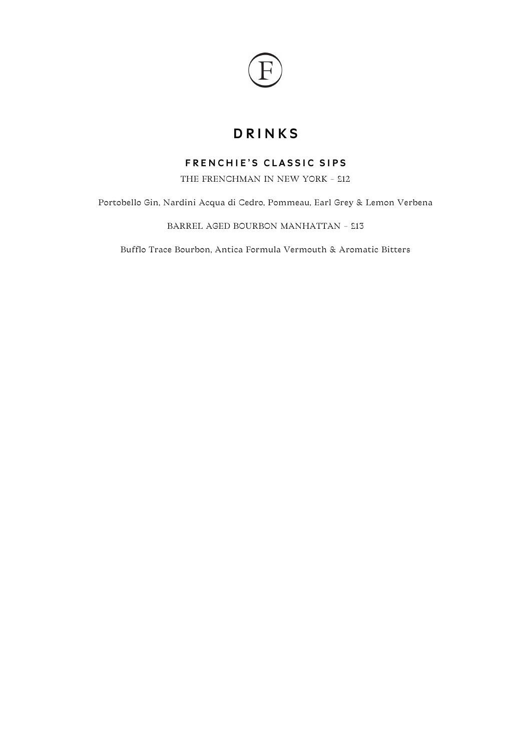# DRINKS

## FRENCHIE'S CLASSIC SIPS

THE FRENCHMAN IN NEW YORK - £12

Portobello Gin, Nardini Acqua di Cedro, Pommeau, Earl Grey & Lemon Verbena

BARREL AGED BOURBON MANHATTAN - £13

Bufflo Trace Bourbon, Antica Formula Vermouth & Aromatic Bitters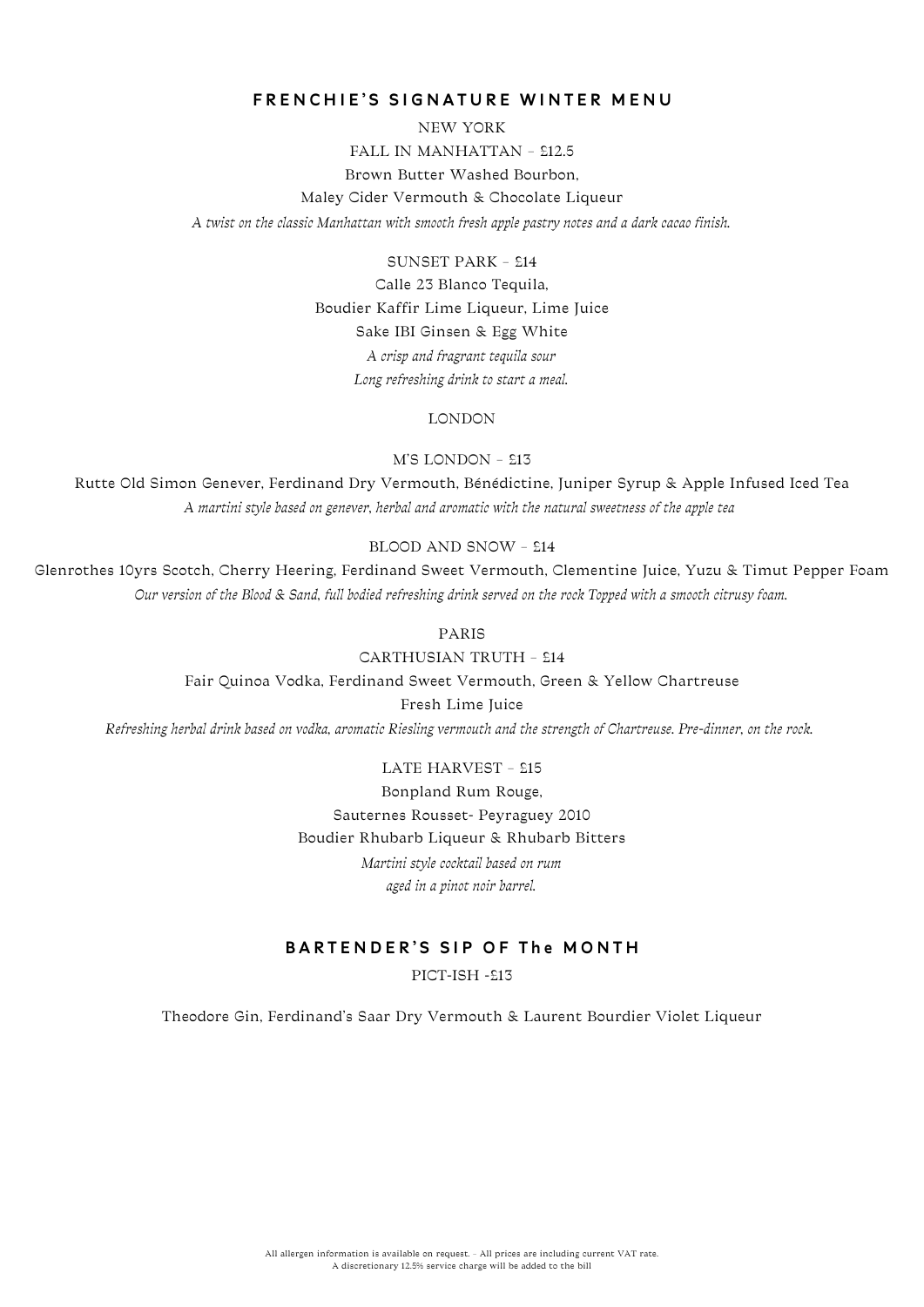## FRENCHIE'S SIGNATURE WINTER MENU

### NEW YORK

FALL IN MANHATTAN – £12.5

Brown Butter Washed Bourbon,
Maley Cider Vermouth & Chocolate Liqueur

*A twist on the classic Manhattan with smooth fresh apple pastry notes and a dark cacao finish.*

SUNSET PARK – £14

Calle 23 Blanco Tequila,
Boudier Kaffir Lime Liqueur, Lime Juice
Sake IBI Ginsen & Egg White

*A crisp and fragrant tequila sour*
*Long refreshing drink to start a meal.*

### LONDON

M'S LONDON – £13

Rutte Old Simon Genever, Ferdinand Dry Vermouth, Bénédictine, Juniper Syrup & Apple Infused Iced Tea

*A martini style based on genever, herbal and aromatic with the natural sweetness of the apple tea*

BLOOD AND SNOW – £14

Glenrothes 10yrs Scotch, Cherry Heering, Ferdinand Sweet Vermouth, Clementine Juice, Yuzu & Timut Pepper Foam

*Our version of the Blood & Sand, full bodied refreshing drink served on the rock Topped with a smooth citrusy foam.*

### PARIS

CARTHUSIAN TRUTH – £14

Fair Quinoa Vodka, Ferdinand Sweet Vermouth, Green & Yellow Chartreuse
Fresh Lime Juice

*Refreshing herbal drink based on vodka, aromatic Riesling vermouth and the strength of Chartreuse. Pre-dinner, on the rock.*

LATE HARVEST – £15

Bonpland Rum Rouge,
Sauternes Rousset- Peyraguey 2010
Boudier Rhubarb Liqueur & Rhubarb Bitters

*Martini style cocktail based on rum*
*aged in a pinot noir barrel.*

## BARTENDER'S SIP OF The MONTH

PICT-ISH -£13

Theodore Gin, Ferdinand's Saar Dry Vermouth & Laurent Bourdier Violet Liqueur

All allergen information is available on request. - All prices are including current VAT rate.
A discretionary 12.5% service charge will be added to the bill